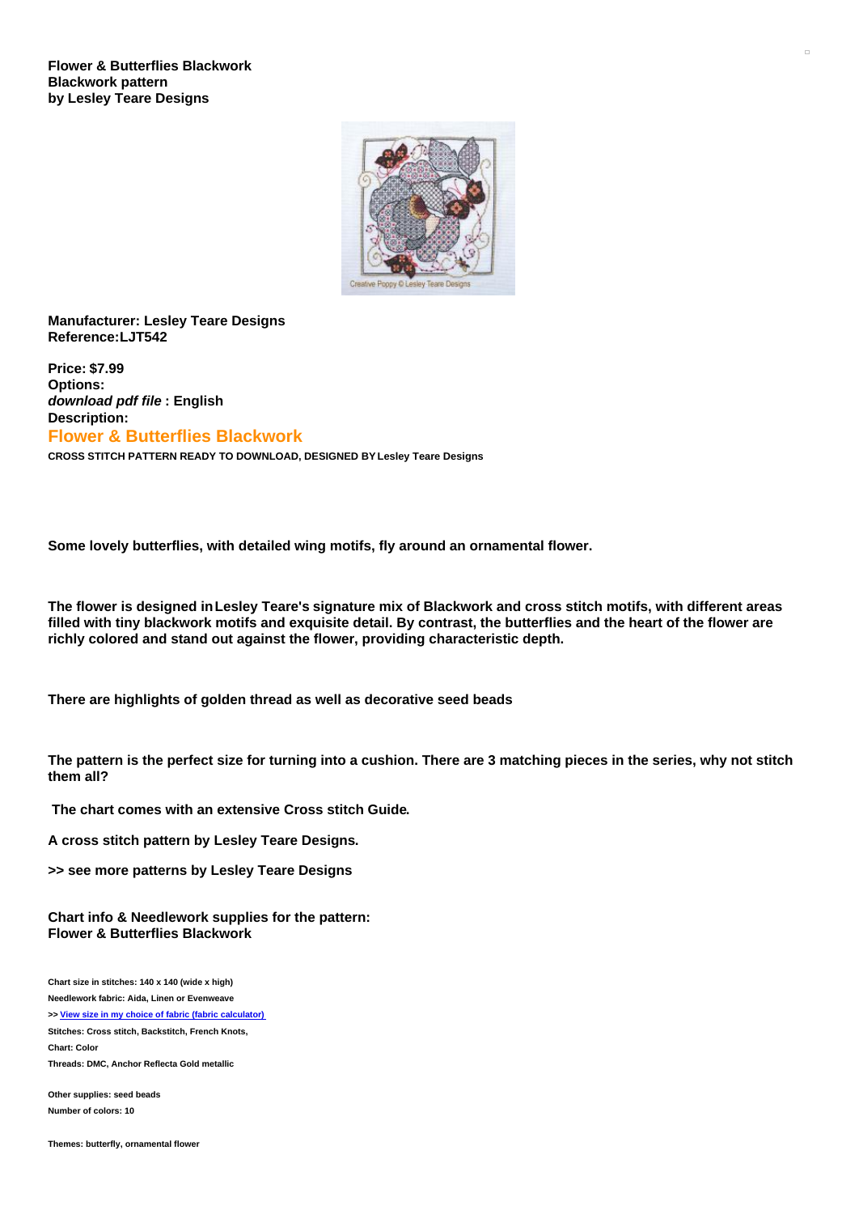**Flower & Butterflies Blackwork**
**Blackwork pattern**
**by Lesley Teare Designs**

**Manufacturer: Lesley Teare Designs**
**Reference:LJT542**

**Price: $7.99**
**Options:**
***download pdf file*** **: English**
**Description:**

## Flower & Butterflies Blackwork

**CROSS STITCH PATTERN READY TO DOWNLOAD, DESIGNED BY Lesley Teare Designs**

**Some lovely butterflies, with detailed wing motifs, fly around an ornamental flower.**

**The flower is designed in Lesley Teare's signature mix of Blackwork and cross stitch motifs, with different areas filled with tiny blackwork motifs and exquisite detail. By contrast, the butterflies and the heart of the flower are richly colored and stand out against the flower, providing characteristic depth.**

**There are highlights of golden thread as well as decorative seed beads**

**The pattern is the perfect size for turning into a cushion. There are 3 matching pieces in the series, why not stitch them all?**

**The chart comes with an extensive Cross stitch Guide.**

**A cross stitch pattern by Lesley Teare Designs.**

**>> see more patterns by Lesley Teare Designs**

**Chart info & Needlework supplies for the pattern:**
**Flower & Butterflies Blackwork**

**Chart size in stitches: 140 x 140 (wide x high)**
**Needlework fabric: Aida, Linen or Evenweave**
**>> View size in my choice of fabric (fabric calculator)**
**Stitches: Cross stitch, Backstitch, French Knots,**
**Chart: Color**
**Threads: DMC, Anchor Reflecta Gold metallic**

**Other supplies: seed beads**
**Number of colors: 10**

**Themes: butterfly, ornamental flower**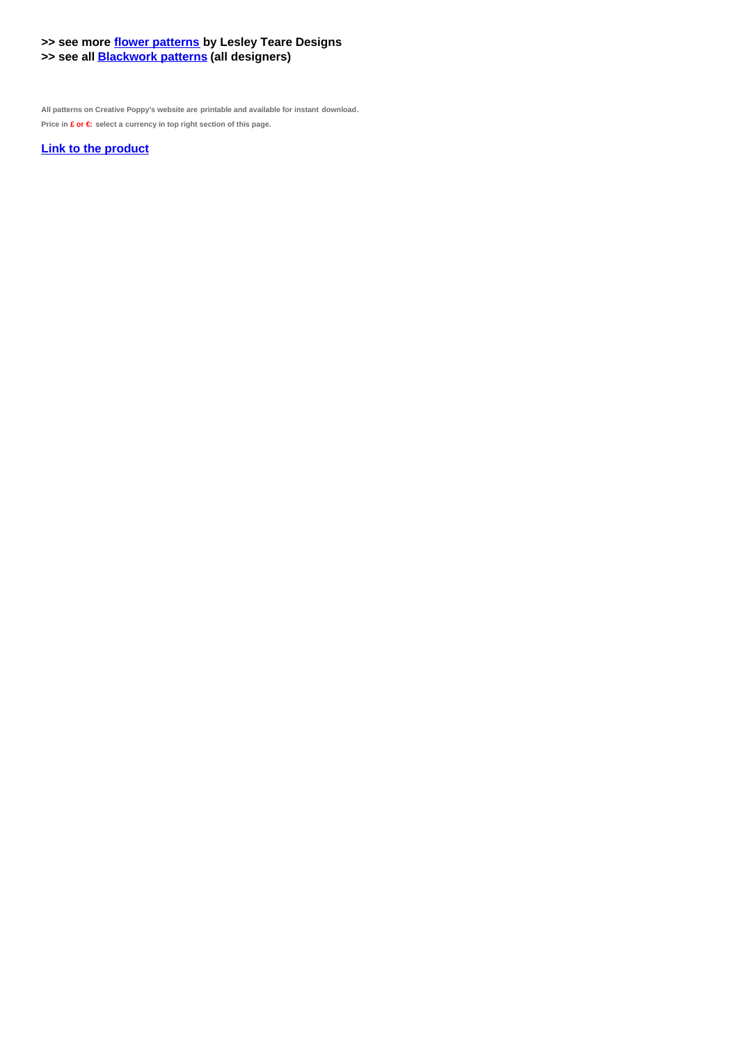**>> see more [flower patterns](#) by Lesley Teare Designs**
**>> see all [Blackwork patterns](#) (all designers)**

**All patterns on Creative Poppy's website are printable and available for instant download.**

**Price in £ or €: select a currency in top right section of this page.**

**[Link to the product](#)**